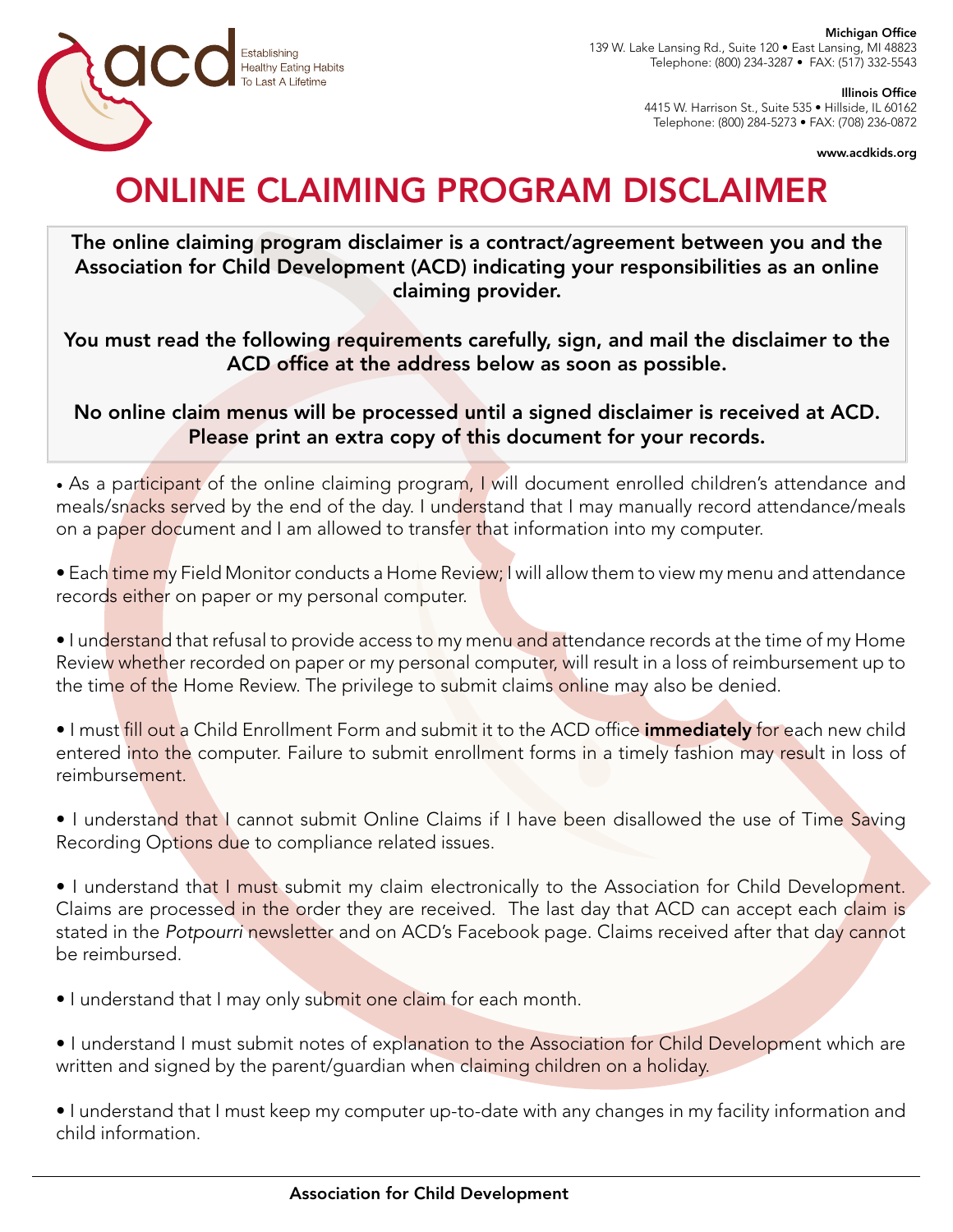acd Establishing Healthy Eating Habits To Last A Lifetime

**Michigan Office**
139 W. Lake Lansing Rd., Suite 120 • East Lansing, MI 48823
Telephone: (800) 234-3287 • FAX: (517) 332-5543

**Illinois Office**
4415 W. Harrison St., Suite 535 • Hillside, IL 60162
Telephone: (800) 284-5273 • FAX: (708) 236-0872

**www.acdkids.org**

# ONLINE CLAIMING PROGRAM DISCLAIMER

**The online claiming program disclaimer is a contract/agreement between you and the Association for Child Development (ACD) indicating your responsibilities as an online claiming provider.**

**You must read the following requirements carefully, sign, and mail the disclaimer to the ACD office at the address below as soon as possible.**

**No online claim menus will be processed until a signed disclaimer is received at ACD. Please print an extra copy of this document for your records.**

- As a participant of the online claiming program, I will document enrolled children's attendance and meals/snacks served by the end of the day. I understand that I may manually record attendance/meals on a paper document and I am allowed to transfer that information into my computer.

- Each time my Field Monitor conducts a Home Review; I will allow them to view my menu and attendance records either on paper or my personal computer.

- I understand that refusal to provide access to my menu and attendance records at the time of my Home Review whether recorded on paper or my personal computer, will result in a loss of reimbursement up to the time of the Home Review. The privilege to submit claims online may also be denied.

- I must fill out a Child Enrollment Form and submit it to the ACD office **immediately** for each new child entered into the computer. Failure to submit enrollment forms in a timely fashion may result in loss of reimbursement.

- I understand that I cannot submit Online Claims if I have been disallowed the use of Time Saving Recording Options due to compliance related issues.

- I understand that I must submit my claim electronically to the Association for Child Development. Claims are processed in the order they are received. The last day that ACD can accept each claim is stated in the *Potpourri* newsletter and on ACD's Facebook page. Claims received after that day cannot be reimbursed.

- I understand that I may only submit one claim for each month.

- I understand I must submit notes of explanation to the Association for Child Development which are written and signed by the parent/guardian when claiming children on a holiday.

- I understand that I must keep my computer up-to-date with any changes in my facility information and child information.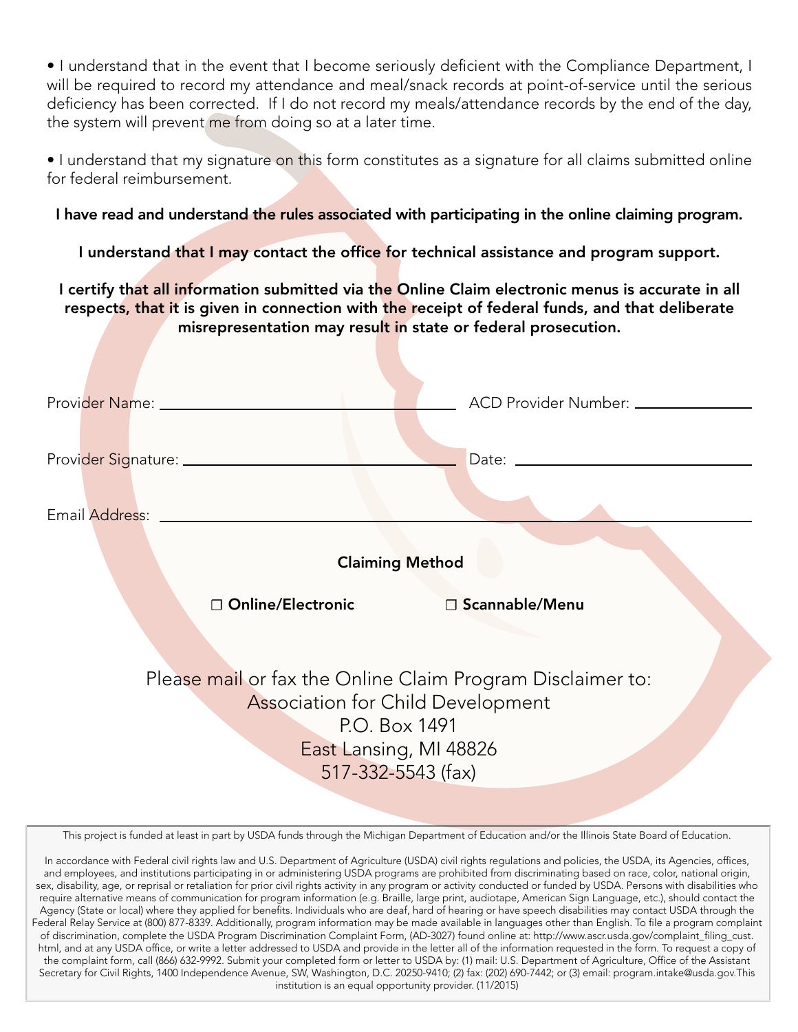- I understand that in the event that I become seriously deficient with the Compliance Department, I will be required to record my attendance and meal/snack records at point-of-service until the serious deficiency has been corrected. If I do not record my meals/attendance records by the end of the day, the system will prevent me from doing so at a later time.

- I understand that my signature on this form constitutes as a signature for all claims submitted online for federal reimbursement.

**I have read and understand the rules associated with participating in the online claiming program.**

**I understand that I may contact the office for technical assistance and program support.**

**I certify that all information submitted via the Online Claim electronic menus is accurate in all respects, that it is given in connection with the receipt of federal funds, and that deliberate misrepresentation may result in state or federal prosecution.**

Provider Name: ______________________________ ACD Provider Number: ______________

Provider Signature: ___________________________ Date: ______________________

Email Address: ____________________________________________________________

**Claiming Method**

☐ **Online/Electronic** ☐ **Scannable/Menu**

Please mail or fax the Online Claim Program Disclaimer to:
Association for Child Development
P.O. Box 1491
East Lansing, MI 48826
517-332-5543 (fax)

This project is funded at least in part by USDA funds through the Michigan Department of Education and/or the Illinois State Board of Education.

In accordance with Federal civil rights law and U.S. Department of Agriculture (USDA) civil rights regulations and policies, the USDA, its Agencies, offices, and employees, and institutions participating in or administering USDA programs are prohibited from discriminating based on race, color, national origin, sex, disability, age, or reprisal or retaliation for prior civil rights activity in any program or activity conducted or funded by USDA. Persons with disabilities who require alternative means of communication for program information (e.g. Braille, large print, audiotape, American Sign Language, etc.), should contact the Agency (State or local) where they applied for benefits. Individuals who are deaf, hard of hearing or have speech disabilities may contact USDA through the Federal Relay Service at (800) 877-8339. Additionally, program information may be made available in languages other than English. To file a program complaint of discrimination, complete the USDA Program Discrimination Complaint Form, (AD-3027) found online at: http://www.ascr.usda.gov/complaint_filing_cust.html, and at any USDA office, or write a letter addressed to USDA and provide in the letter all of the information requested in the form. To request a copy of the complaint form, call (866) 632-9992. Submit your completed form or letter to USDA by: (1) mail: U.S. Department of Agriculture, Office of the Assistant Secretary for Civil Rights, 1400 Independence Avenue, SW, Washington, D.C. 20250-9410; (2) fax: (202) 690-7442; or (3) email: program.intake@usda.gov.This institution is an equal opportunity provider. (11/2015)